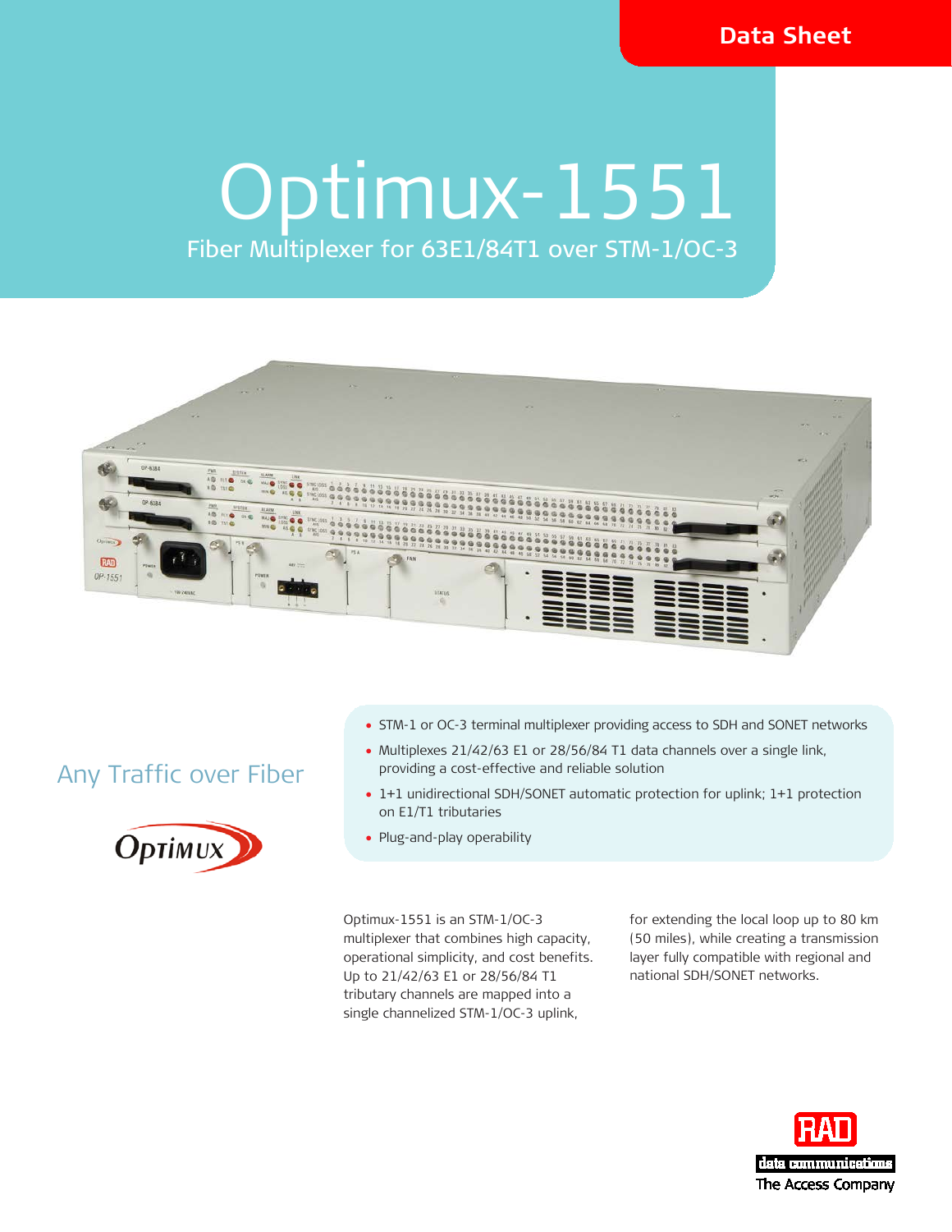Data Sheet

# Optimux-1551

## Fiber Multiplexer for 63E1/84T1 over STM-1/OC-3

### Any Traffic over Fiber

- STM-1 or OC-3 terminal multiplexer providing access to SDH and SONET networks
- Multiplexes 21/42/63 E1 or 28/56/84 T1 data channels over a single link, providing a cost-effective and reliable solution
- 1+1 unidirectional SDH/SONET automatic protection for uplink; 1+1 protection on E1/T1 tributaries
- Plug-and-play operability

Optimux-1551 is an STM-1/OC-3 multiplexer that combines high capacity, operational simplicity, and cost benefits. Up to 21/42/63 E1 or 28/56/84 T1 tributary channels are mapped into a single channelized STM-1/OC-3 uplink, for extending the local loop up to 80 km (50 miles), while creating a transmission layer fully compatible with regional and national SDH/SONET networks.

RAD data communications
The Access Company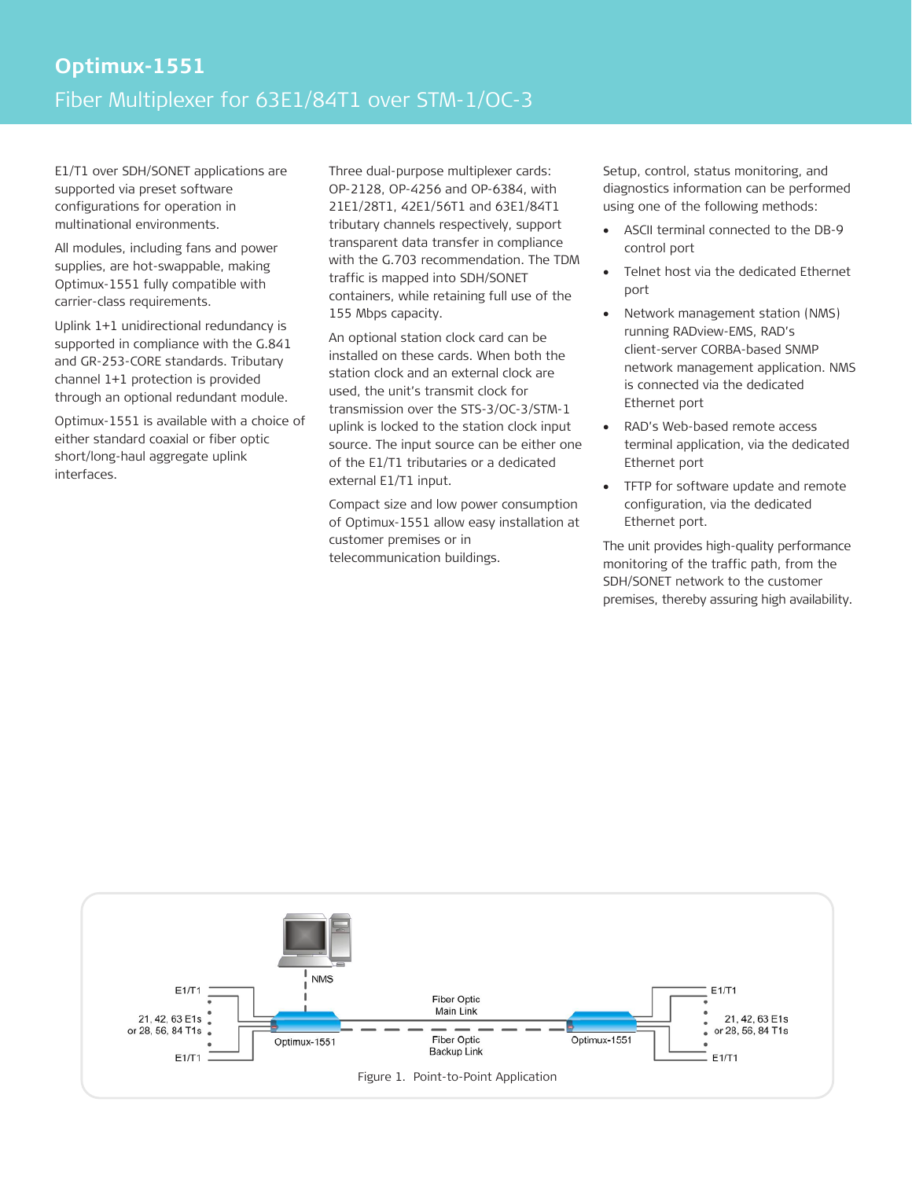# Optimux-1551

## Fiber Multiplexer for 63E1/84T1 over STM-1/OC-3

E1/T1 over SDH/SONET applications are supported via preset software configurations for operation in multinational environments.

All modules, including fans and power supplies, are hot-swappable, making Optimux-1551 fully compatible with carrier-class requirements.

Uplink 1+1 unidirectional redundancy is supported in compliance with the G.841 and GR-253-CORE standards. Tributary channel 1+1 protection is provided through an optional redundant module.

Optimux-1551 is available with a choice of either standard coaxial or fiber optic short/long-haul aggregate uplink interfaces.

Three dual-purpose multiplexer cards: OP-2128, OP-4256 and OP-6384, with 21E1/28T1, 42E1/56T1 and 63E1/84T1 tributary channels respectively, support transparent data transfer in compliance with the G.703 recommendation. The TDM traffic is mapped into SDH/SONET containers, while retaining full use of the 155 Mbps capacity.

An optional station clock card can be installed on these cards. When both the station clock and an external clock are used, the unit's transmit clock for transmission over the STS-3/OC-3/STM-1 uplink is locked to the station clock input source. The input source can be either one of the E1/T1 tributaries or a dedicated external E1/T1 input.

Compact size and low power consumption of Optimux-1551 allow easy installation at customer premises or in telecommunication buildings.

Setup, control, status monitoring, and diagnostics information can be performed using one of the following methods:

- ASCII terminal connected to the DB-9 control port
- Telnet host via the dedicated Ethernet port
- Network management station (NMS) running RADview-EMS, RAD's client-server CORBA-based SNMP network management application. NMS is connected via the dedicated Ethernet port
- RAD's Web-based remote access terminal application, via the dedicated Ethernet port
- TFTP for software update and remote configuration, via the dedicated Ethernet port.

The unit provides high-quality performance monitoring of the traffic path, from the SDH/SONET network to the customer premises, thereby assuring high availability.

Figure 1. Point-to-Point Application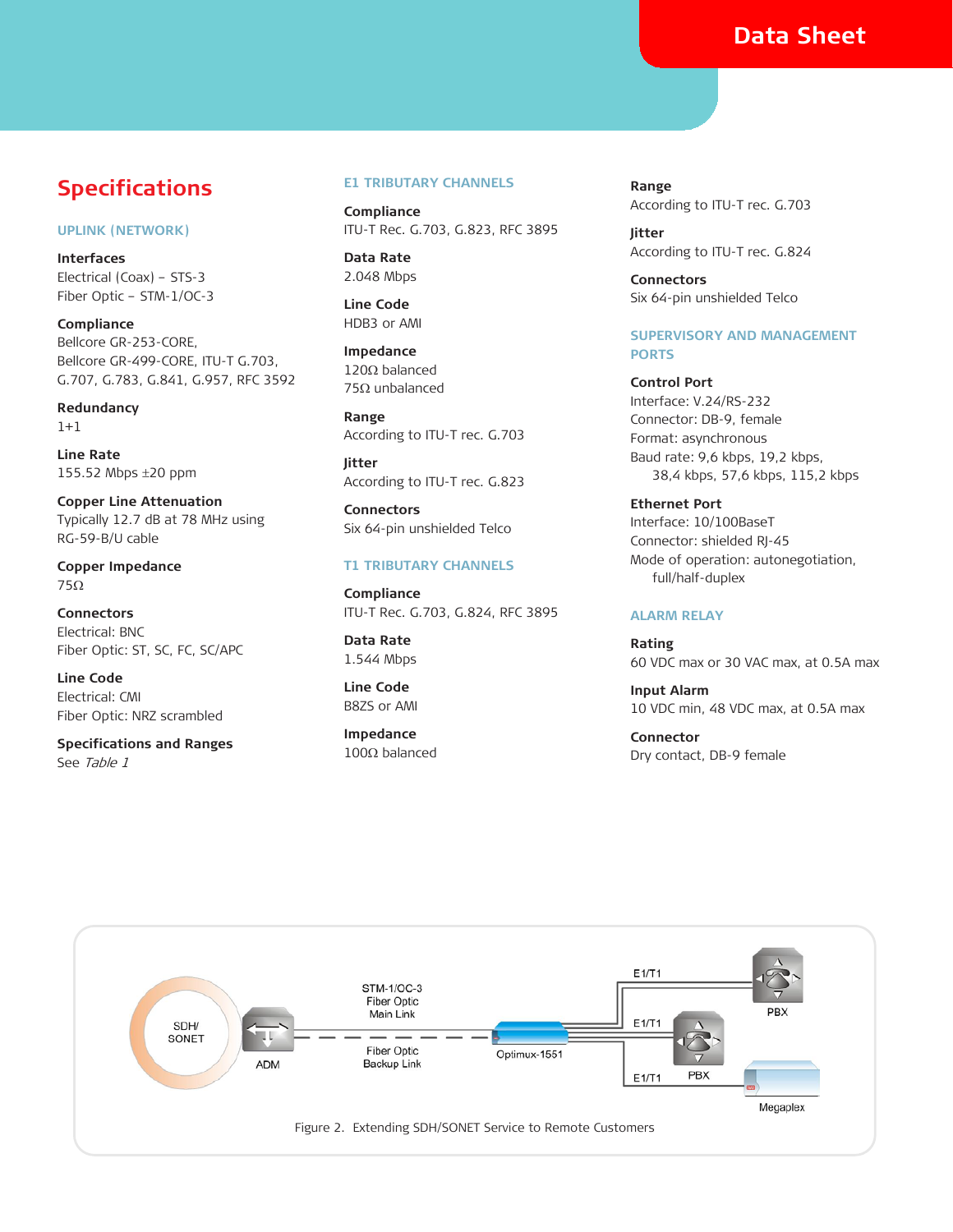Data Sheet

# Specifications

## UPLINK (NETWORK)

**Interfaces**
Electrical (Coax) – STS-3
Fiber Optic – STM-1/OC-3

**Compliance**
Bellcore GR-253-CORE,
Bellcore GR-499-CORE, ITU-T G.703,
G.707, G.783, G.841, G.957, RFC 3592

**Redundancy**
1+1

**Line Rate**
155.52 Mbps ±20 ppm

**Copper Line Attenuation**
Typically 12.7 dB at 78 MHz using RG-59-B/U cable

**Copper Impedance**
75Ω

**Connectors**
Electrical: BNC
Fiber Optic: ST, SC, FC, SC/APC

**Line Code**
Electrical: CMI
Fiber Optic: NRZ scrambled

**Specifications and Ranges**
See *Table 1*

## E1 TRIBUTARY CHANNELS

**Compliance**
ITU-T Rec. G.703, G.823, RFC 3895

**Data Rate**
2.048 Mbps

**Line Code**
HDB3 or AMI

**Impedance**
120Ω balanced
75Ω unbalanced

**Range**
According to ITU-T rec. G.703

**Jitter**
According to ITU-T rec. G.823

**Connectors**
Six 64-pin unshielded Telco

## T1 TRIBUTARY CHANNELS

**Compliance**
ITU-T Rec. G.703, G.824, RFC 3895

**Data Rate**
1.544 Mbps

**Line Code**
B8ZS or AMI

**Impedance**
100Ω balanced

**Range**
According to ITU-T rec. G.703

**Jitter**
According to ITU-T rec. G.824

**Connectors**
Six 64-pin unshielded Telco

## SUPERVISORY AND MANAGEMENT PORTS

**Control Port**
Interface: V.24/RS-232
Connector: DB-9, female
Format: asynchronous
Baud rate: 9,6 kbps, 19,2 kbps, 38,4 kbps, 57,6 kbps, 115,2 kbps

**Ethernet Port**
Interface: 10/100BaseT
Connector: shielded RJ-45
Mode of operation: autonegotiation, full/half-duplex

## ALARM RELAY

**Rating**
60 VDC max or 30 VAC max, at 0.5A max

**Input Alarm**
10 VDC min, 48 VDC max, at 0.5A max

**Connector**
Dry contact, DB-9 female

Figure 2. Extending SDH/SONET Service to Remote Customers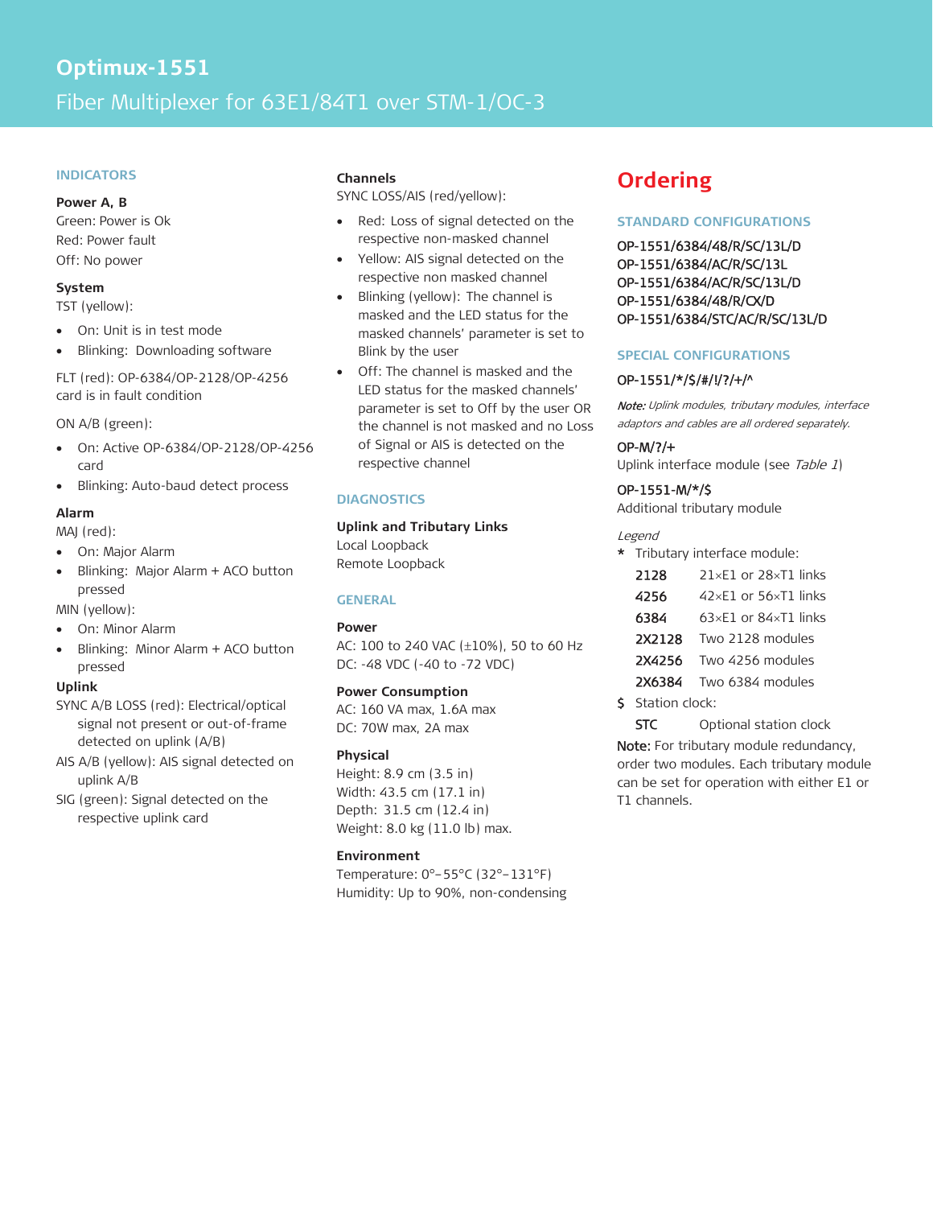# Optimux-1551

Fiber Multiplexer for 63E1/84T1 over STM-1/OC-3

## INDICATORS

**Power A, B**

Green: Power is Ok

Red: Power fault

Off: No power

**System**

TST (yellow):

- On: Unit is in test mode
- Blinking: Downloading software

FLT (red): OP-6384/OP-2128/OP-4256 card is in fault condition

ON A/B (green):

- On: Active OP-6384/OP-2128/OP-4256 card
- Blinking: Auto-baud detect process

**Alarm**

MAJ (red):

- On: Major Alarm
- Blinking: Major Alarm + ACO button pressed

MIN (yellow):

- On: Minor Alarm
- Blinking: Minor Alarm + ACO button pressed

**Uplink**

SYNC A/B LOSS (red): Electrical/optical signal not present or out-of-frame detected on uplink (A/B)

AIS A/B (yellow): AIS signal detected on uplink A/B

SIG (green): Signal detected on the respective uplink card

**Channels**

SYNC LOSS/AIS (red/yellow):

- Red: Loss of signal detected on the respective non-masked channel
- Yellow: AIS signal detected on the respective non masked channel
- Blinking (yellow): The channel is masked and the LED status for the masked channels' parameter is set to Blink by the user
- Off: The channel is masked and the LED status for the masked channels' parameter is set to Off by the user OR the channel is not masked and no Loss of Signal or AIS is detected on the respective channel

## DIAGNOSTICS

**Uplink and Tributary Links**

Local Loopback

Remote Loopback

## GENERAL

**Power**

AC: 100 to 240 VAC (±10%), 50 to 60 Hz

DC: -48 VDC (-40 to -72 VDC)

**Power Consumption**

AC: 160 VA max, 1.6A max

DC: 70W max, 2A max

**Physical**

Height: 8.9 cm (3.5 in)

Width: 43.5 cm (17.1 in)

Depth: 31.5 cm (12.4 in)

Weight: 8.0 kg (11.0 lb) max.

**Environment**

Temperature: 0°–55°C (32°–131°F)

Humidity: Up to 90%, non-condensing

# Ordering

## STANDARD CONFIGURATIONS

OP-1551/6384/48/R/SC/13L/D

OP-1551/6384/AC/R/SC/13L

OP-1551/6384/AC/R/SC/13L/D

OP-1551/6384/48/R/CX/D

OP-1551/6384/STC/AC/R/SC/13L/D

## SPECIAL CONFIGURATIONS

OP-1551/*/$/#/!/?/+/^

***Note:*** *Uplink modules, tributary modules, interface adaptors and cables are all ordered separately.*

OP-M/?/+

Uplink interface module (see *Table 1*)

OP-1551-M/*/$

Additional tributary module

*Legend*

\* Tributary interface module:

| | |
|---|---|
| 2128 | 21×E1 or 28×T1 links |
| 4256 | 42×E1 or 56×T1 links |
| 6384 | 63×E1 or 84×T1 links |
| 2X2128 | Two 2128 modules |
| 2X4256 | Two 4256 modules |
| 2X6384 | Two 6384 modules |

$ Station clock:

| | |
|---|---|
| STC | Optional station clock |

**Note:** For tributary module redundancy, order two modules. Each tributary module can be set for operation with either E1 or T1 channels.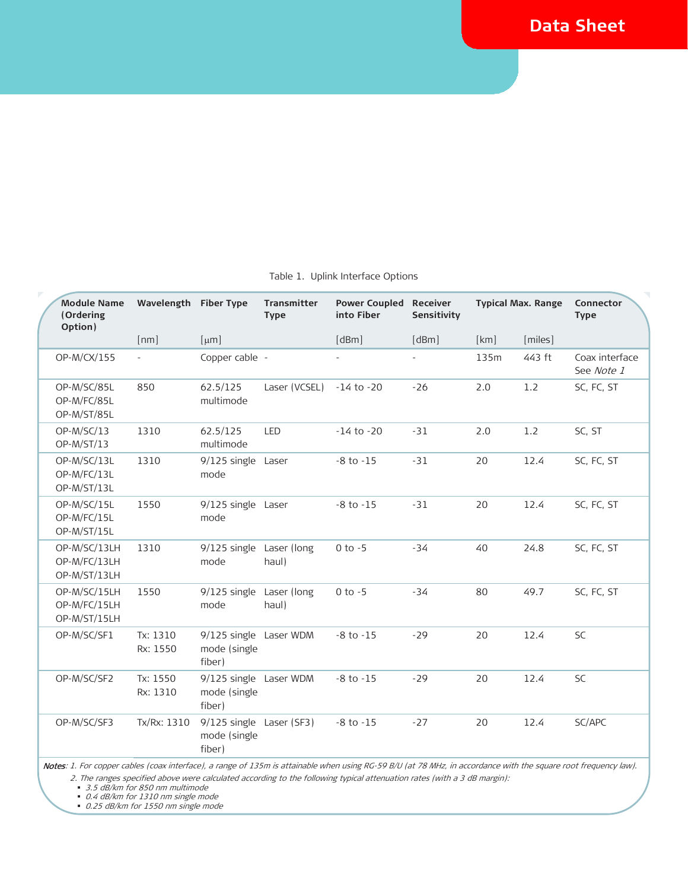Table 1. Uplink Interface Options

| Module Name (Ordering Option) | Wavelength | Fiber Type | Transmitter Type | Power Coupled into Fiber | Receiver Sensitivity | Typical Max. Range | | Connector Type |
|---|---|---|---|---|---|---|---|---|
| | [nm] | [μm] | | [dBm] | [dBm] | [km] | [miles] | |
| OP-M/CX/155 | - | Copper cable | - | - | - | 135m | 443 ft | Coax interface See *Note 1* |
| OP-M/SC/85L OP-M/FC/85L OP-M/ST/85L | 850 | 62.5/125 multimode | Laser (VCSEL) | -14 to -20 | -26 | 2.0 | 1.2 | SC, FC, ST |
| OP-M/SC/13 OP-M/ST/13 | 1310 | 62.5/125 multimode | LED | -14 to -20 | -31 | 2.0 | 1.2 | SC, ST |
| OP-M/SC/13L OP-M/FC/13L OP-M/ST/13L | 1310 | 9/125 single mode | Laser | -8 to -15 | -31 | 20 | 12.4 | SC, FC, ST |
| OP-M/SC/15L OP-M/FC/15L OP-M/ST/15L | 1550 | 9/125 single mode | Laser | -8 to -15 | -31 | 20 | 12.4 | SC, FC, ST |
| OP-M/SC/13LH OP-M/FC/13LH OP-M/ST/13LH | 1310 | 9/125 single mode | Laser (long haul) | 0 to -5 | -34 | 40 | 24.8 | SC, FC, ST |
| OP-M/SC/15LH OP-M/FC/15LH OP-M/ST/15LH | 1550 | 9/125 single mode | Laser (long haul) | 0 to -5 | -34 | 80 | 49.7 | SC, FC, ST |
| OP-M/SC/SF1 | Tx: 1310 Rx: 1550 | 9/125 single mode (single fiber) | Laser WDM | -8 to -15 | -29 | 20 | 12.4 | SC |
| OP-M/SC/SF2 | Tx: 1550 Rx: 1310 | 9/125 single mode (single fiber) | Laser WDM | -8 to -15 | -29 | 20 | 12.4 | SC |
| OP-M/SC/SF3 | Tx/Rx: 1310 | 9/125 single mode (single fiber) | Laser (SF3) | -8 to -15 | -27 | 20 | 12.4 | SC/APC |

***Notes***: *1. For copper cables (coax interface), a range of 135m is attainable when using RG-59 B/U (at 78 MHz, in accordance with the square root frequency law).*

*2. The ranges specified above were calculated according to the following typical attenuation rates (with a 3 dB margin):*

- *3.5 dB/km for 850 nm multimode*
- *0.4 dB/km for 1310 nm single mode*
- *0.25 dB/km for 1550 nm single mode*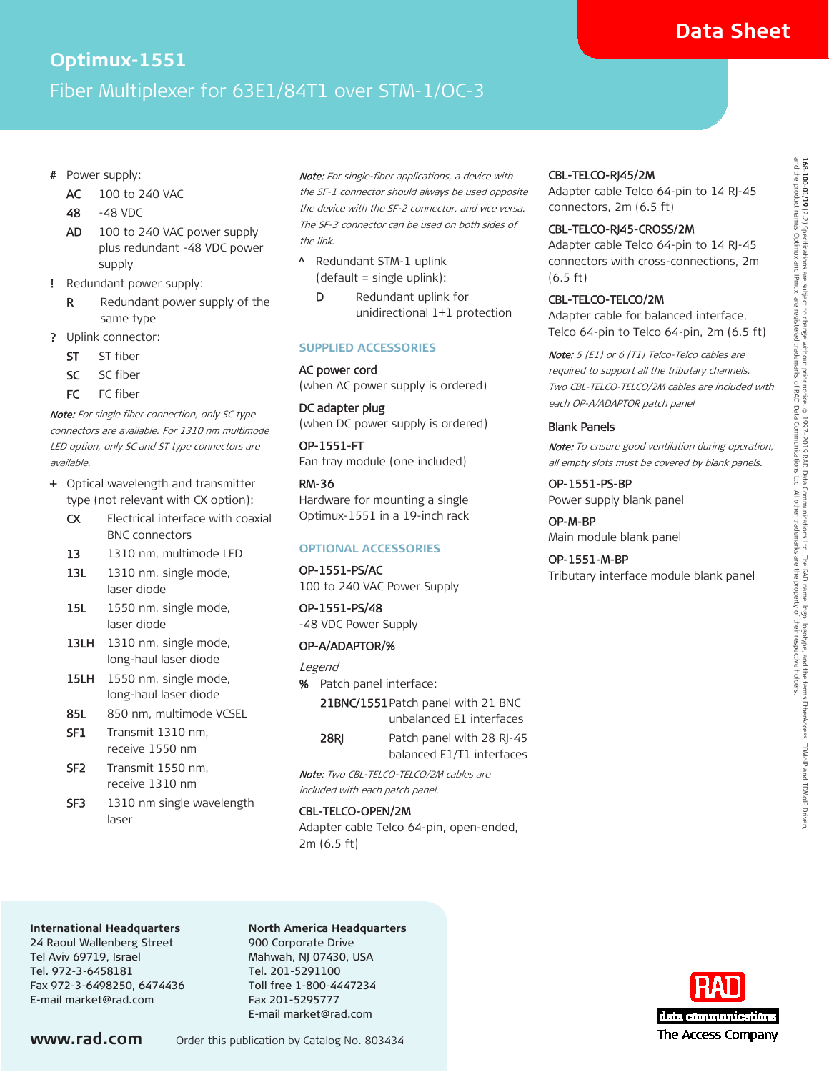# Optimux-1551

Fiber Multiplexer for 63E1/84T1 over STM-1/OC-3

Data Sheet

# Power supply:

- **AC** 100 to 240 VAC
- **48** -48 VDC
- **AD** 100 to 240 VAC power supply plus redundant -48 VDC power supply

! Redundant power supply:

- **R** Redundant power supply of the same type

? Uplink connector:

- **ST** ST fiber
- **SC** SC fiber
- **FC** FC fiber

***Note:*** *For single fiber connection, only SC type connectors are available. For 1310 nm multimode LED option, only SC and ST type connectors are available.*

+ Optical wavelength and transmitter type (not relevant with CX option):

- **CX** Electrical interface with coaxial BNC connectors
- **13** 1310 nm, multimode LED
- **13L** 1310 nm, single mode, laser diode
- **15L** 1550 nm, single mode, laser diode
- **13LH** 1310 nm, single mode, long-haul laser diode
- **15LH** 1550 nm, single mode, long-haul laser diode
- **85L** 850 nm, multimode VCSEL
- **SF1** Transmit 1310 nm, receive 1550 nm
- **SF2** Transmit 1550 nm, receive 1310 nm
- **SF3** 1310 nm single wavelength laser

***Note:*** *For single-fiber applications, a device with the SF-1 connector should always be used opposite the device with the SF-2 connector, and vice versa. The SF-3 connector can be used on both sides of the link.*

^ Redundant STM-1 uplink (default = single uplink):

- **D** Redundant uplink for unidirectional 1+1 protection

## SUPPLIED ACCESSORIES

**AC power cord**
(when AC power supply is ordered)

**DC adapter plug**
(when DC power supply is ordered)

**OP-1551-FT**
Fan tray module (one included)

**RM-36**
Hardware for mounting a single Optimux-1551 in a 19-inch rack

## OPTIONAL ACCESSORIES

**OP-1551-PS/AC**
100 to 240 VAC Power Supply

**OP-1551-PS/48**
-48 VDC Power Supply

**OP-A/ADAPTOR/%**

*Legend*

% Patch panel interface:

- **21BNC/1551** Patch panel with 21 BNC unbalanced E1 interfaces
- **28RJ** Patch panel with 28 RJ-45 balanced E1/T1 interfaces

***Note:*** *Two CBL-TELCO-TELCO/2M cables are included with each patch panel.*

**CBL-TELCO-OPEN/2M**
Adapter cable Telco 64-pin, open-ended, 2m (6.5 ft)

**CBL-TELCO-RJ45/2M**
Adapter cable Telco 64-pin to 14 RJ-45 connectors, 2m (6.5 ft)

**CBL-TELCO-RJ45-CROSS/2M**
Adapter cable Telco 64-pin to 14 RJ-45 connectors with cross-connections, 2m (6.5 ft)

**CBL-TELCO-TELCO/2M**
Adapter cable for balanced interface, Telco 64-pin to Telco 64-pin, 2m (6.5 ft)

***Note:*** *5 (E1) or 6 (T1) Telco-Telco cables are required to support all the tributary channels. Two CBL-TELCO-TELCO/2M cables are included with each OP-A/ADAPTOR patch panel*

**Blank Panels**

***Note:*** *To ensure good ventilation during operation, all empty slots must be covered by blank panels.*

**OP-1551-PS-BP**
Power supply blank panel

**OP-M-BP**
Main module blank panel

**OP-1551-M-BP**
Tributary interface module blank panel

168-100-01/19 (2.2) Specifications are subject to change without prior notice. © 1997–2019 RAD Data Communications Ltd. The RAD name, logo, logotype, and the terms EtherAccess, TDMoIP and TDMoIP Driven, and the product names Optimux and IPmux, are registered trademarks of RAD Data Communications Ltd. All other trademarks are the property of their respective holders.

**International Headquarters**
24 Raoul Wallenberg Street
Tel Aviv 69719, Israel
Tel. 972-3-6458181
Fax 972-3-6498250, 6474436
E-mail market@rad.com

**North America Headquarters**
900 Corporate Drive
Mahwah, NJ 07430, USA
Tel. 201-5291100
Toll free 1-800-4447234
Fax 201-5295777
E-mail market@rad.com

**www.rad.com**

Order this publication by Catalog No. 803434

RAD data communications
The Access Company